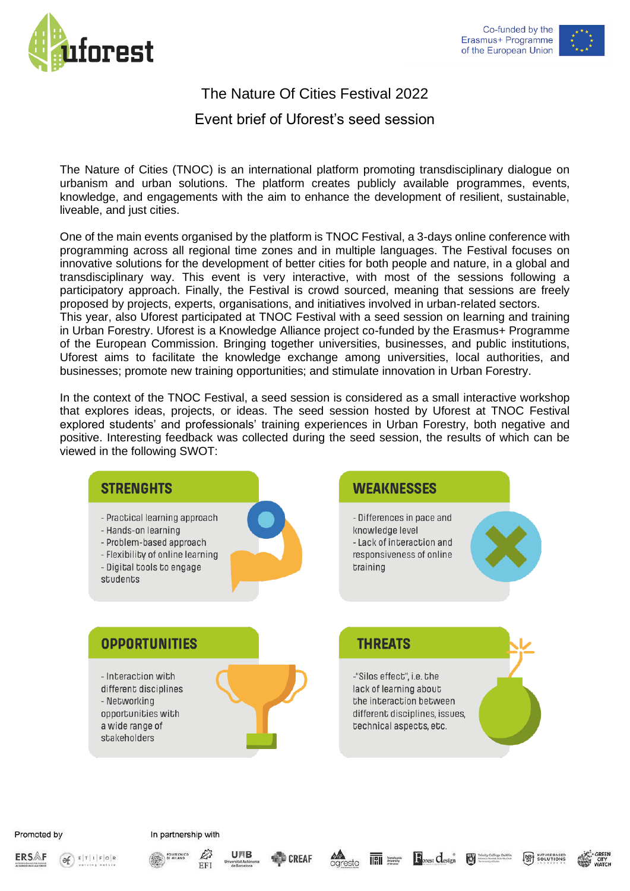# The Nature Of Cities Festival 2022

## Event brief of Uforest's seed session

The Nature of Cities (TNOC) is an international platform promoting transdisciplinary dialogue on urbanism and urban solutions. The platform creates publicly available programmes, events, knowledge, and engagements with the aim to enhance the development of resilient, sustainable, liveable, and just cities.

One of the main events organised by the platform is TNOC Festival, a 3-days online conference with programming across all regional time zones and in multiple languages. The Festival focuses on innovative solutions for the development of better cities for both people and nature, in a global and transdisciplinary way. This event is very interactive, with most of the sessions following a participatory approach. Finally, the Festival is crowd sourced, meaning that sessions are freely proposed by projects, experts, organisations, and initiatives involved in urban-related sectors.
This year, also Uforest participated at TNOC Festival with a seed session on learning and training in Urban Forestry. Uforest is a Knowledge Alliance project co-funded by the Erasmus+ Programme of the European Commission. Bringing together universities, businesses, and public institutions, Uforest aims to facilitate the knowledge exchange among universities, local authorities, and businesses; promote new training opportunities; and stimulate innovation in Urban Forestry.

In the context of the TNOC Festival, a seed session is considered as a small interactive workshop that explores ideas, projects, or ideas. The seed session hosted by Uforest at TNOC Festival explored students' and professionals' training experiences in Urban Forestry, both negative and positive. Interesting feedback was collected during the seed session, the results of which can be viewed in the following SWOT:

### STRENGHTS

- Practical learning approach
- Hands-on learning
- Problem-based approach
- Flexibility of online learning
- Digital tools to engage students

### WEAKNESSES

- Differences in pace and knowledge level
- Lack of interaction and responsiveness of online training

### OPPORTUNITIES

- Interaction with different disciplines
- Networking opportunities with a wide range of stakeholders

### THREATS

- "Silos effect", i.e. the lack of learning about the interaction between different disciplines, issues, technical aspects, etc.

Promoted by

In partnership with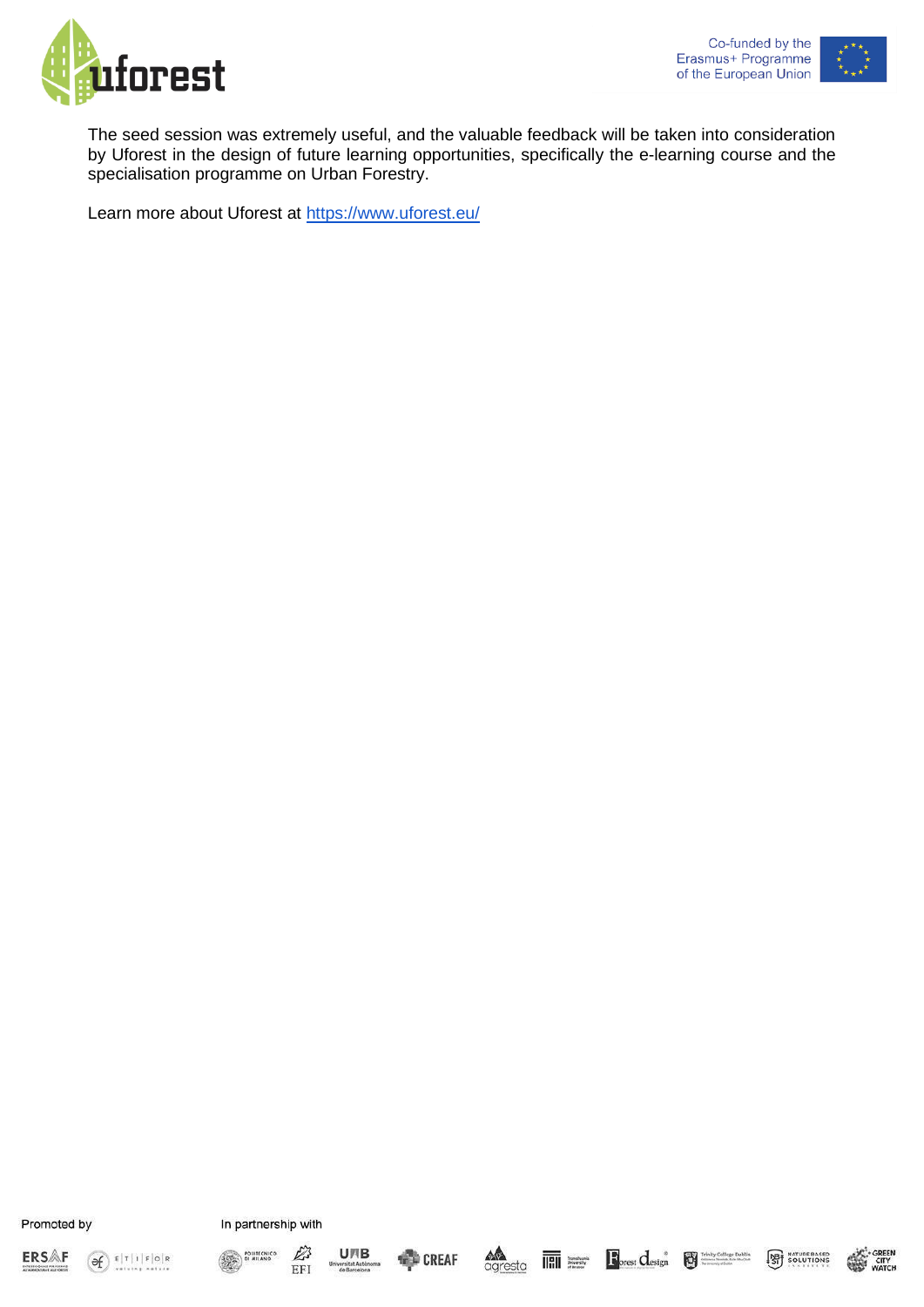The seed session was extremely useful, and the valuable feedback will be taken into consideration by Uforest in the design of future learning opportunities, specifically the e-learning course and the specialisation programme on Urban Forestry.

Learn more about Uforest at [https://www.uforest.eu/](https://www.uforest.eu/)